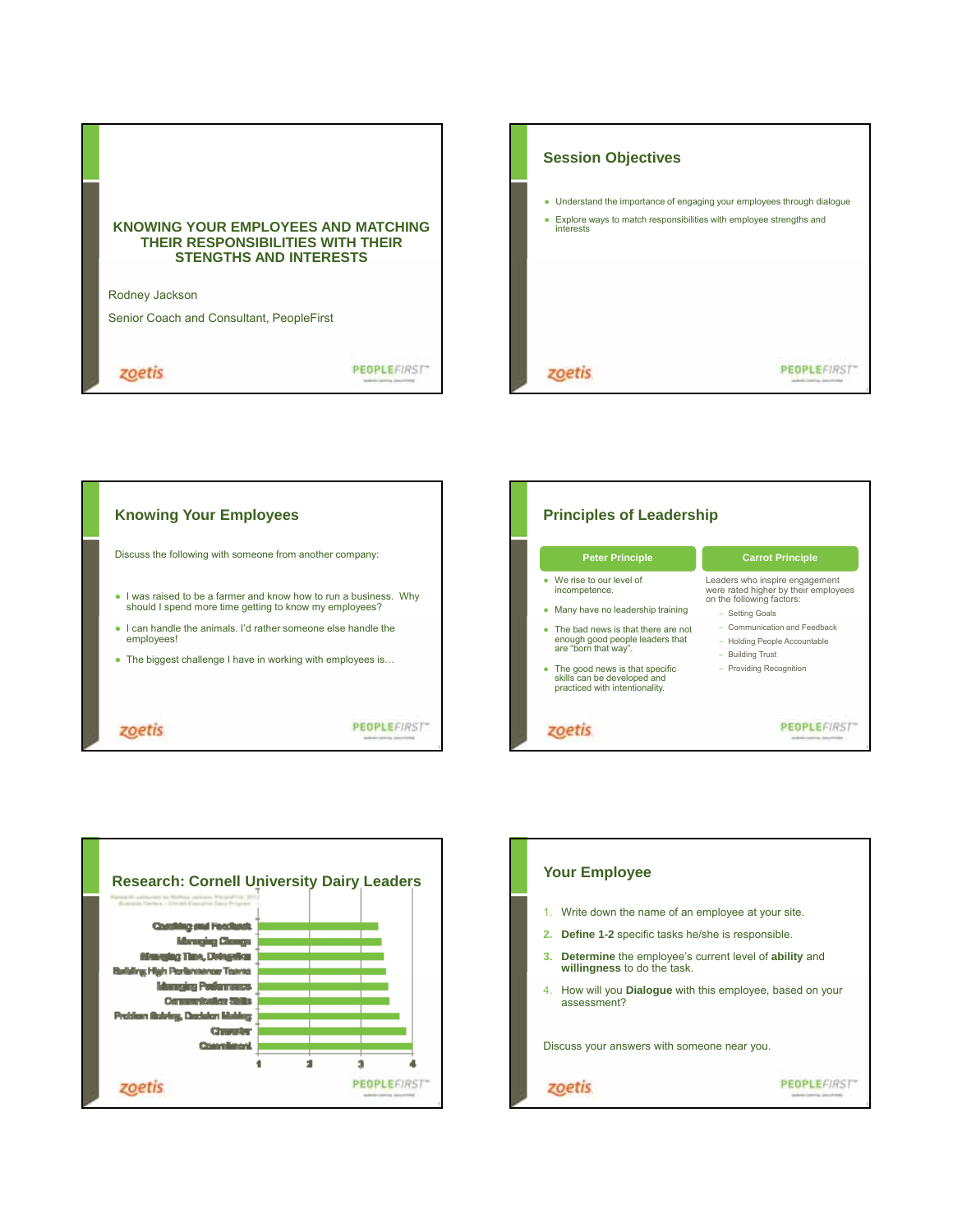## KNOWING YOUR EMPLOYEES AND MATCHING THEIR RESPONSIBILITIES WITH THEIR STENGTHS AND INTERESTS

Rodney Jackson

Senior Coach and Consultant, PeopleFirst

## Session Objectives

- Understand the importance of engaging your employees through dialogue
- Explore ways to match responsibilities with employee strengths and interests

## Knowing Your Employees

Discuss the following with someone from another company:

- I was raised to be a farmer and know how to run a business. Why should I spend more time getting to know my employees?
- I can handle the animals. I'd rather someone else handle the employees!
- The biggest challenge I have in working with employees is…

## Principles of Leadership

**Peter Principle**

- We rise to our level of incompetence.
- Many have no leadership training
- The bad news is that there are not enough good people leaders that are "born that way".
- The good news is that specific skills can be developed and practiced with intentionality.

**Carrot Principle**

Leaders who inspire engagement were rated higher by their employees on the following factors:

- Setting Goals
- Communication and Feedback
- Holding People Accountable
- Building Trust
- Providing Recognition

## Research: Cornell University Dairy Leaders

| Factor | Rating (scale 1–4) |
|---|---|
| Coaching and Feedback | |
| Managing Change | |
| Managing Time, Delegation | |
| Building High Performance Teams | |
| Managing Performance | |
| Communication Skills | |
| Problem Solving, Decision Making | |
| Character | |
| Commitment | |

## Your Employee

1. Write down the name of an employee at your site.
2. **Define 1-2** specific tasks he/she is responsible.
3. **Determine** the employee's current level of **ability** and **willingness** to do the task.
4. How will you **Dialogue** with this employee, based on your assessment?

Discuss your answers with someone near you.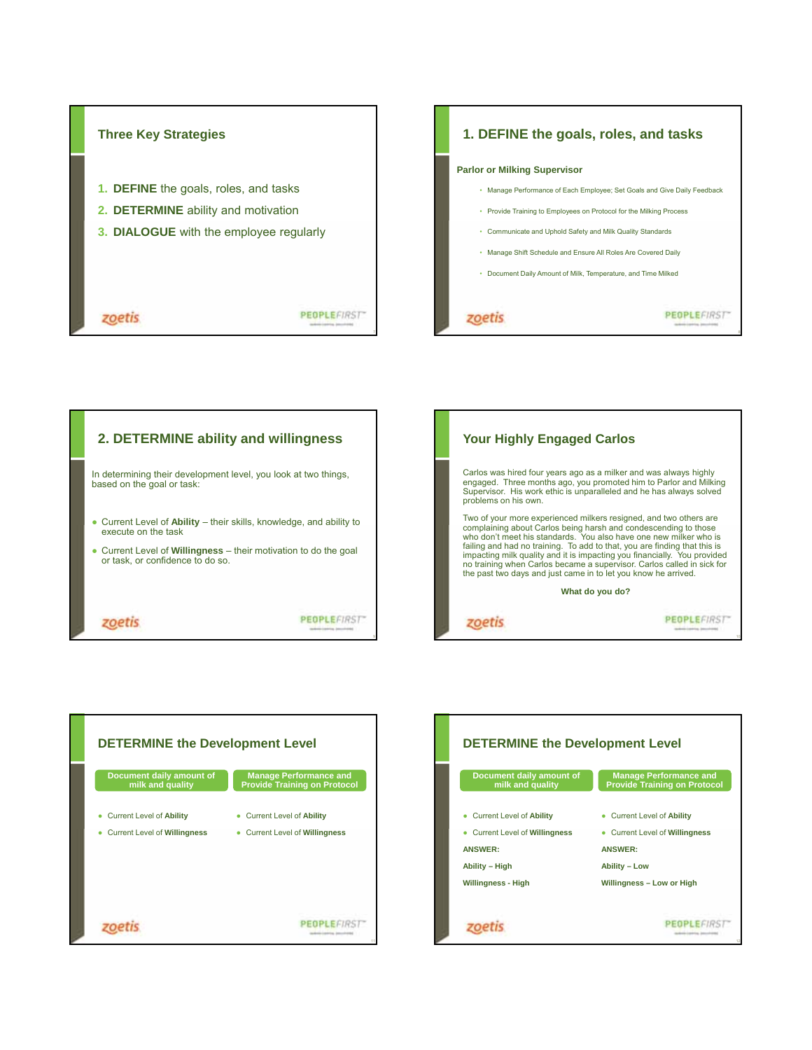## Three Key Strategies

1. **DEFINE** the goals, roles, and tasks
2. **DETERMINE** ability and motivation
3. **DIALOGUE** with the employee regularly

## 1. DEFINE the goals, roles, and tasks

**Parlor or Milking Supervisor**

- Manage Performance of Each Employee; Set Goals and Give Daily Feedback
- Provide Training to Employees on Protocol for the Milking Process
- Communicate and Uphold Safety and Milk Quality Standards
- Manage Shift Schedule and Ensure All Roles Are Covered Daily
- Document Daily Amount of Milk, Temperature, and Time Milked

## 2. DETERMINE ability and willingness

In determining their development level, you look at two things, based on the goal or task:

- Current Level of **Ability** – their skills, knowledge, and ability to execute on the task
- Current Level of **Willingness** – their motivation to do the goal or task, or confidence to do so.

## Your Highly Engaged Carlos

Carlos was hired four years ago as a milker and was always highly engaged. Three months ago, you promoted him to Parlor and Milking Supervisor. His work ethic is unparalleled and he has always solved problems on his own.

Two of your more experienced milkers resigned, and two others are complaining about Carlos being harsh and condescending to those who don't meet his standards. You also have one new milker who is failing and had no training. To add to that, you are finding that this is impacting milk quality and it is impacting you financially. You provided no training when Carlos became a supervisor. Carlos called in sick for the past two days and just came in to let you know he arrived.

**What do you do?**

## DETERMINE the Development Level

| Document daily amount of milk and quality | Manage Performance and Provide Training on Protocol |
|---|---|
| Current Level of **Ability** | Current Level of **Ability** |
| Current Level of **Willingness** | Current Level of **Willingness** |

## DETERMINE the Development Level

| Document daily amount of milk and quality | Manage Performance and Provide Training on Protocol |
|---|---|
| Current Level of **Ability** | Current Level of **Ability** |
| Current Level of **Willingness** | Current Level of **Willingness** |
| **ANSWER:** | **ANSWER:** |
| **Ability – High** | **Ability – Low** |
| **Willingness - High** | **Willingness – Low or High** |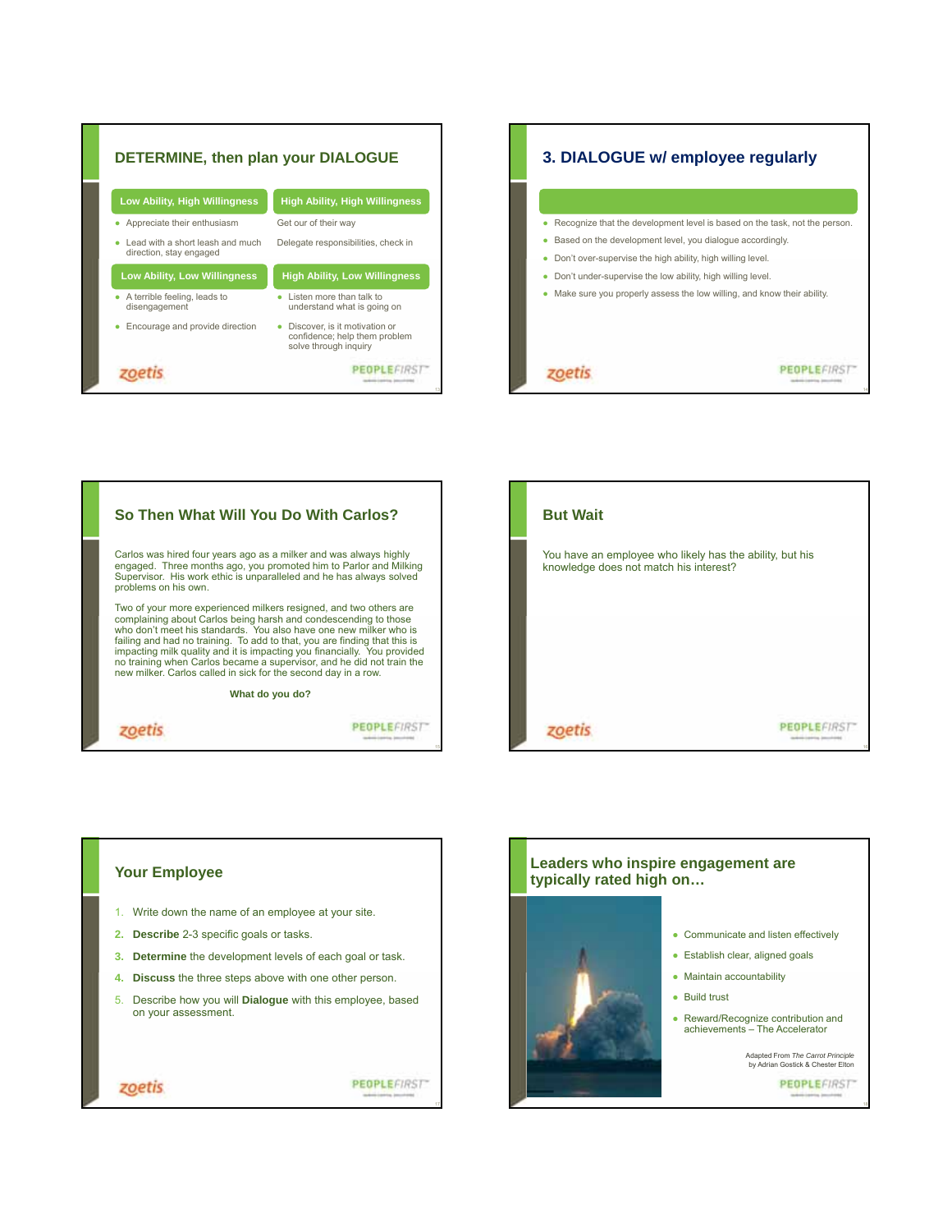## DETERMINE, then plan your DIALOGUE

| Low Ability, High Willingness | High Ability, High Willingness |
|---|---|
| • Appreciate their enthusiasm<br>• Lead with a short leash and much direction, stay engaged | Get our of their way<br>Delegate responsibilities, check in |
| **Low Ability, Low Willingness** | **High Ability, Low Willingness** |
| • A terrible feeling, leads to disengagement<br>• Encourage and provide direction | • Listen more than talk to understand what is going on<br>• Discover, is it motivation or confidence; help them problem solve through inquiry |

## 3. DIALOGUE w/ employee regularly

- Recognize that the development level is based on the task, not the person.
- Based on the development level, you dialogue accordingly.
- Don't over-supervise the high ability, high willing level.
- Don't under-supervise the low ability, high willing level.
- Make sure you properly assess the low willing, and know their ability.

## So Then What Will You Do With Carlos?

Carlos was hired four years ago as a milker and was always highly engaged. Three months ago, you promoted him to Parlor and Milking Supervisor. His work ethic is unparalleled and he has always solved problems on his own.

Two of your more experienced milkers resigned, and two others are complaining about Carlos being harsh and condescending to those who don't meet his standards. You also have one new milker who is failing and had no training. To add to that, you are finding that this is impacting milk quality and it is impacting you financially. You provided no training when Carlos became a supervisor, and he did not train the new milker. Carlos called in sick for the second day in a row.

**What do you do?**

## But Wait

You have an employee who likely has the ability, but his knowledge does not match his interest?

## Your Employee

1. Write down the name of an employee at your site.
2. **Describe** 2-3 specific goals or tasks.
3. **Determine** the development levels of each goal or task.
4. **Discuss** the three steps above with one other person.
5. Describe how you will **Dialogue** with this employee, based on your assessment.

## Leaders who inspire engagement are typically rated high on…

- Communicate and listen effectively
- Establish clear, aligned goals
- Maintain accountability
- Build trust
- Reward/Recognize contribution and achievements – The Accelerator

Adapted From *The Carrot Principle* by Adrian Gostick & Chester Elton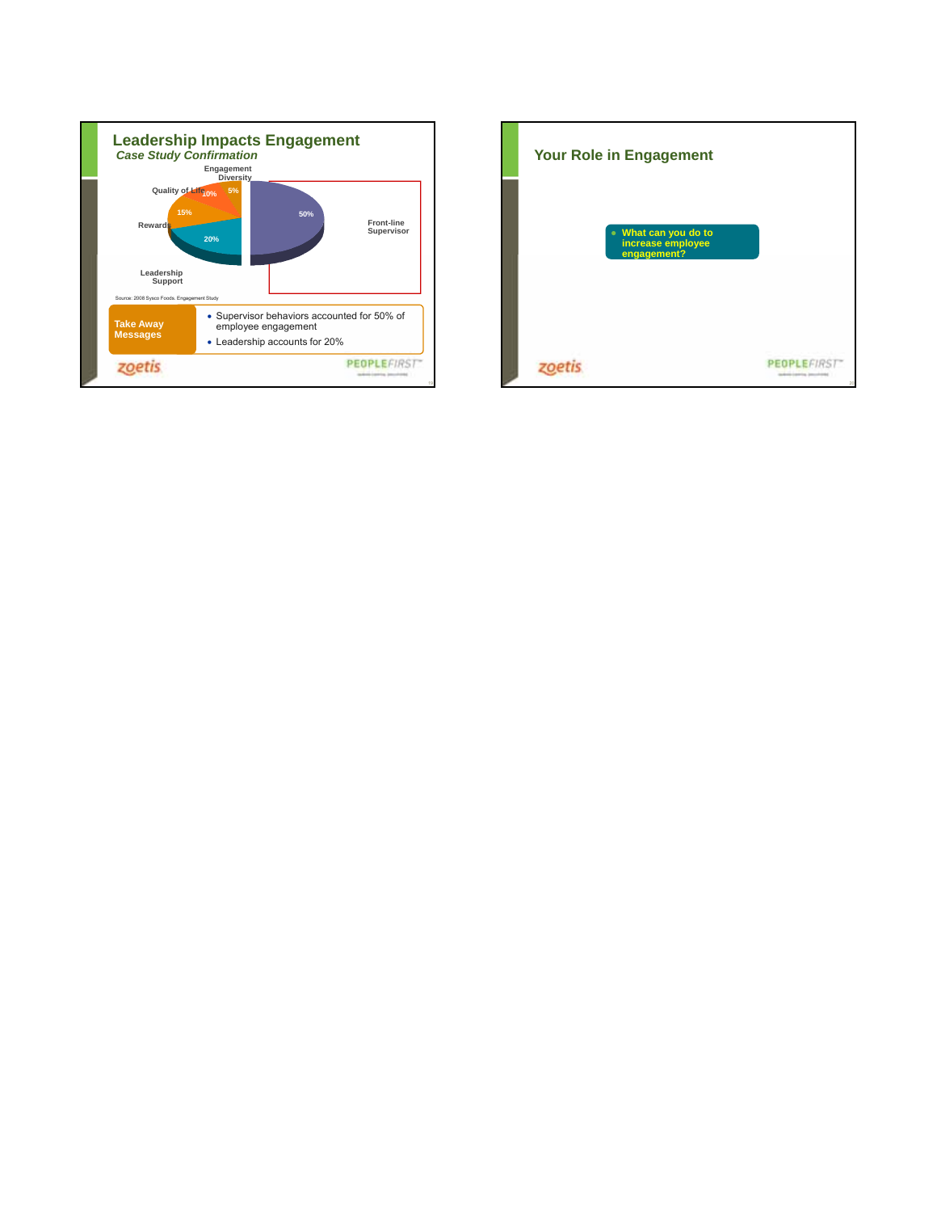## Leadership Impacts Engagement

*Case Study Confirmation*

Engagement
Diversity
Quality of Life
Rewards
Leadership Support
Front-line Supervisor
50%
20%
15%
10%
5%

Source: 2008 Sysco Foods. Engagement Study

**Take Away Messages**

- Supervisor behaviors accounted for 50% of employee engagement
- Leadership accounts for 20%

zoetis

PEOPLEFIRST™

## Your Role in Engagement

- What can you do to increase employee engagement?

zoetis

PEOPLEFIRST™